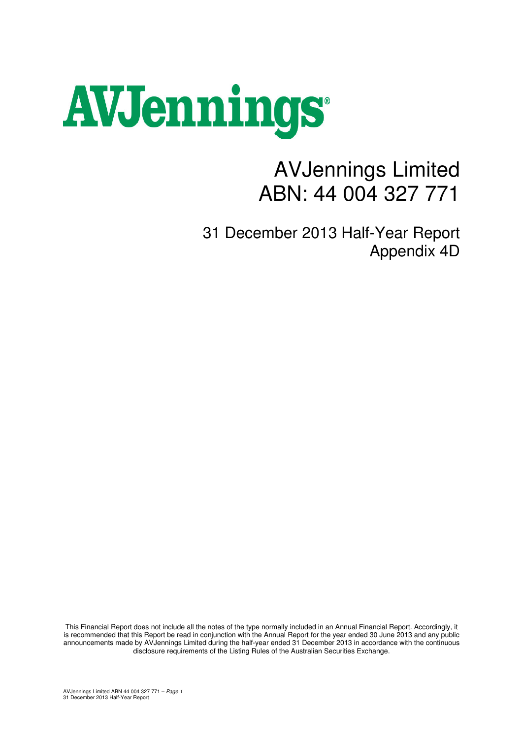# AVJennings

# AVJennings Limited
# ABN: 44 004 327 771

## 31 December 2013 Half-Year Report
## Appendix 4D

This Financial Report does not include all the notes of the type normally included in an Annual Financial Report. Accordingly, it is recommended that this Report be read in conjunction with the Annual Report for the year ended 30 June 2013 and any public announcements made by AVJennings Limited during the half-year ended 31 December 2013 in accordance with the continuous disclosure requirements of the Listing Rules of the Australian Securities Exchange.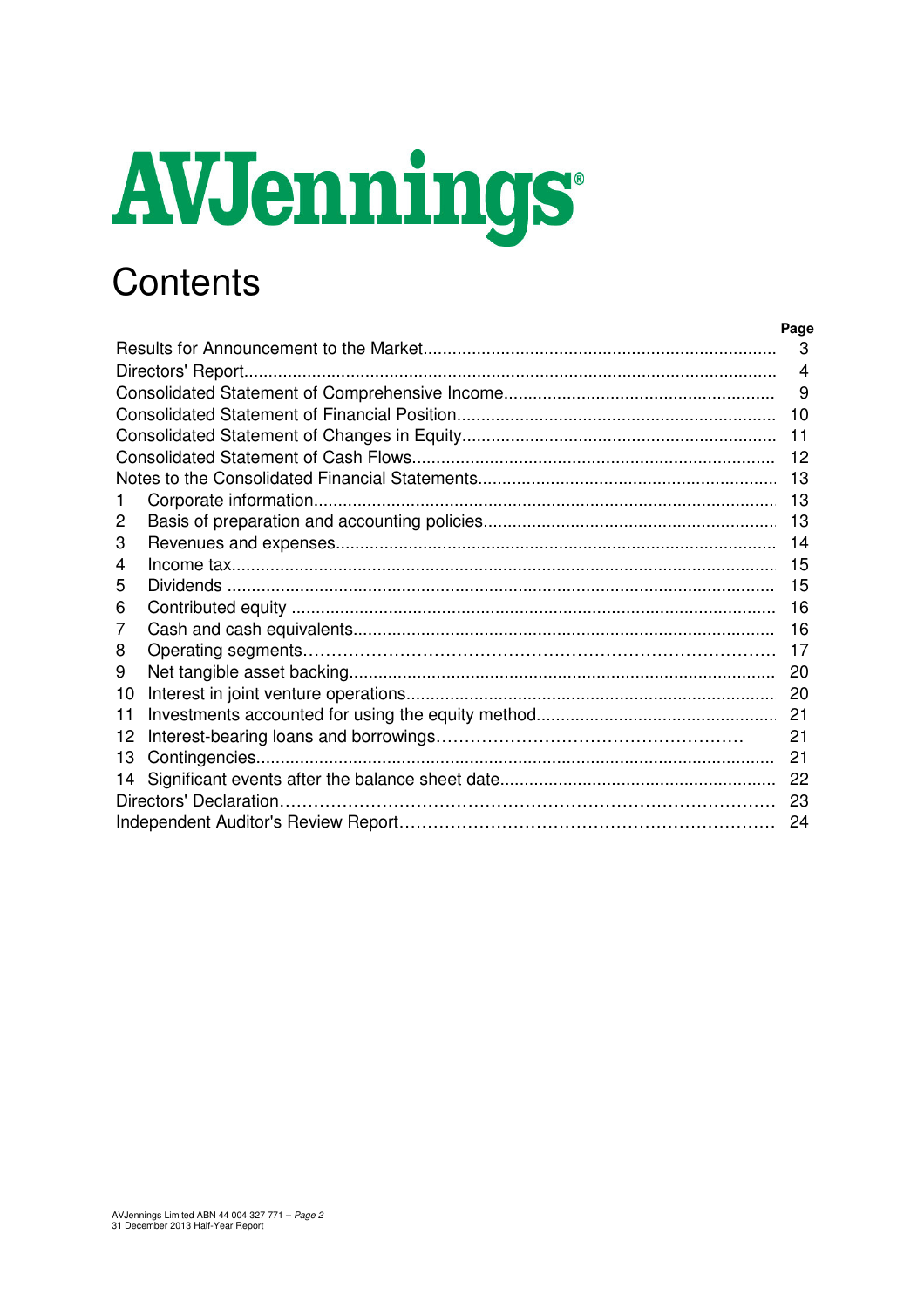AVJennings

# Contents

| | | Page |
|---|---|---|
| Results for Announcement to the Market | | 3 |
| Directors' Report | | 4 |
| Consolidated Statement of Comprehensive Income | | 9 |
| Consolidated Statement of Financial Position | | 10 |
| Consolidated Statement of Changes in Equity | | 11 |
| Consolidated Statement of Cash Flows | | 12 |
| Notes to the Consolidated Financial Statements | | 13 |
| 1 | Corporate information | 13 |
| 2 | Basis of preparation and accounting policies | 13 |
| 3 | Revenues and expenses | 14 |
| 4 | Income tax | 15 |
| 5 | Dividends | 15 |
| 6 | Contributed equity | 16 |
| 7 | Cash and cash equivalents | 16 |
| 8 | Operating segments | 17 |
| 9 | Net tangible asset backing | 20 |
| 10 | Interest in joint venture operations | 20 |
| 11 | Investments accounted for using the equity method | 21 |
| 12 | Interest-bearing loans and borrowings | 21 |
| 13 | Contingencies | 21 |
| 14 | Significant events after the balance sheet date | 22 |
| Directors' Declaration | | 23 |
| Independent Auditor's Review Report | | 24 |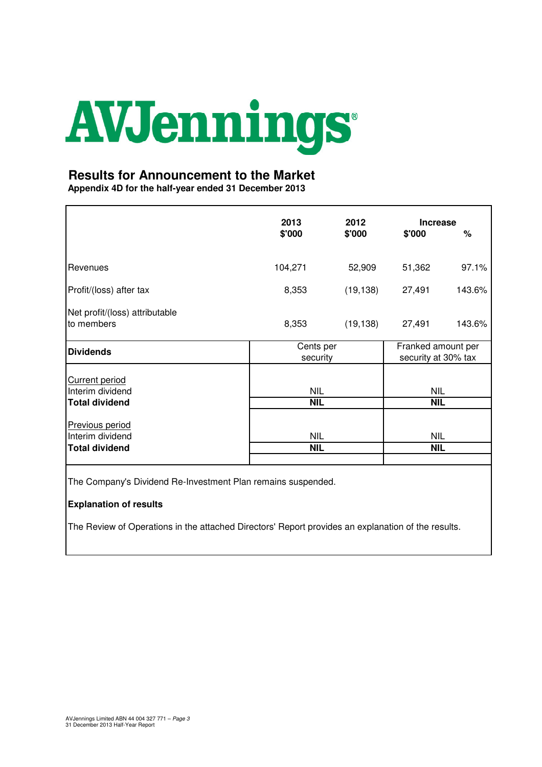# AVJennings

## Results for Announcement to the Market

**Appendix 4D for the half-year ended 31 December 2013**

| | 2013 $'000 | 2012 $'000 | Increase $'000 | Increase % |
|---|---|---|---|---|
| Revenues | 104,271 | 52,909 | 51,362 | 97.1% |
| Profit/(loss) after tax | 8,353 | (19,138) | 27,491 | 143.6% |
| Net profit/(loss) attributable to members | 8,353 | (19,138) | 27,491 | 143.6% |

| **Dividends** | Cents per security | Franked amount per security at 30% tax |
|---|---|---|
| Current period | | |
| Interim dividend | NIL | NIL |
| **Total dividend** | **NIL** | **NIL** |
| Previous period | | |
| Interim dividend | NIL | NIL |
| **Total dividend** | **NIL** | **NIL** |

The Company's Dividend Re-Investment Plan remains suspended.

**Explanation of results**

The Review of Operations in the attached Directors' Report provides an explanation of the results.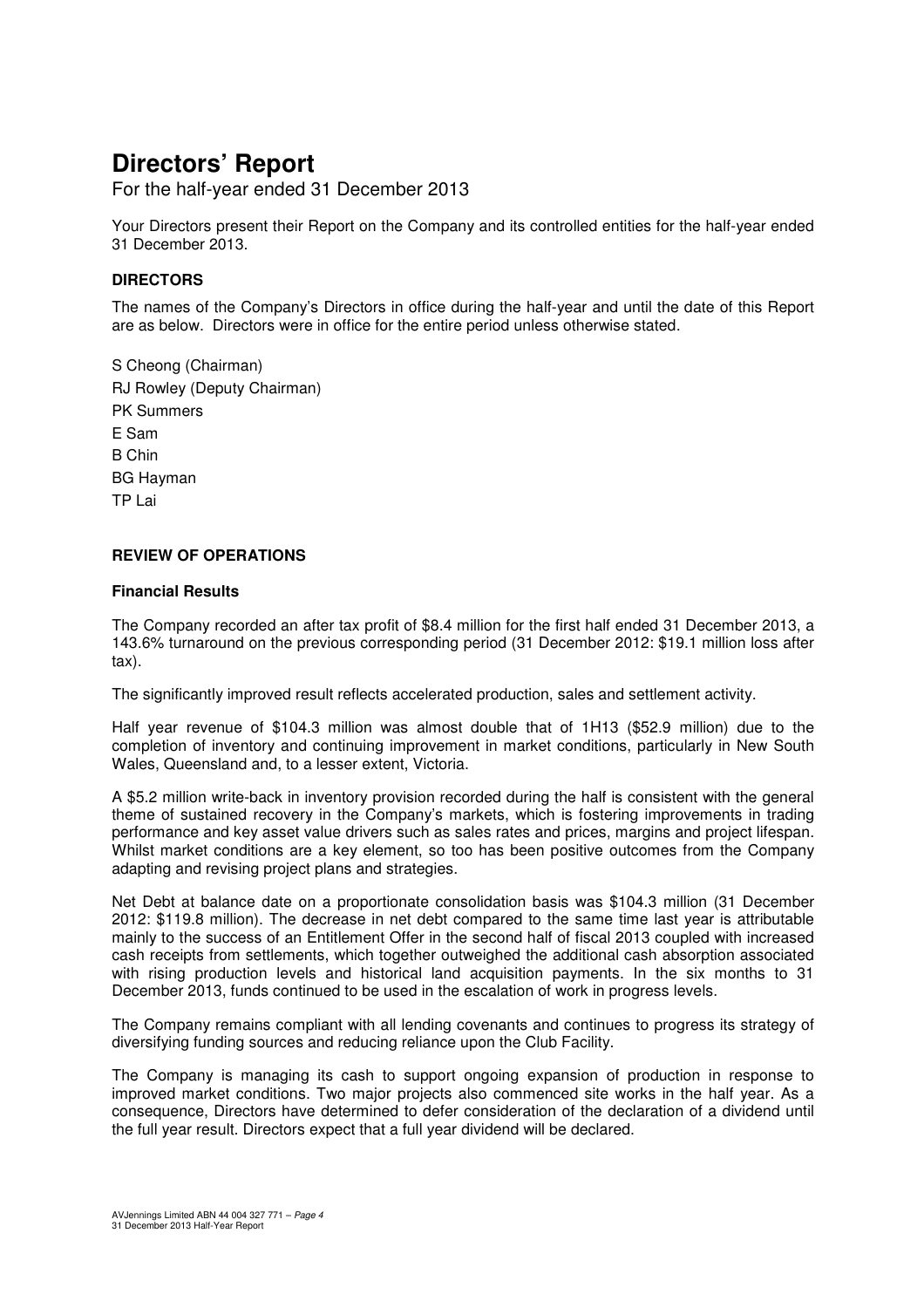# Directors' Report

For the half-year ended 31 December 2013

Your Directors present their Report on the Company and its controlled entities for the half-year ended 31 December 2013.

## DIRECTORS

The names of the Company's Directors in office during the half-year and until the date of this Report are as below. Directors were in office for the entire period unless otherwise stated.

S Cheong (Chairman)
RJ Rowley (Deputy Chairman)
PK Summers
E Sam
B Chin
BG Hayman
TP Lai

## REVIEW OF OPERATIONS

### Financial Results

The Company recorded an after tax profit of $8.4 million for the first half ended 31 December 2013, a 143.6% turnaround on the previous corresponding period (31 December 2012: $19.1 million loss after tax).

The significantly improved result reflects accelerated production, sales and settlement activity.

Half year revenue of $104.3 million was almost double that of 1H13 ($52.9 million) due to the completion of inventory and continuing improvement in market conditions, particularly in New South Wales, Queensland and, to a lesser extent, Victoria.

A $5.2 million write-back in inventory provision recorded during the half is consistent with the general theme of sustained recovery in the Company's markets, which is fostering improvements in trading performance and key asset value drivers such as sales rates and prices, margins and project lifespan. Whilst market conditions are a key element, so too has been positive outcomes from the Company adapting and revising project plans and strategies.

Net Debt at balance date on a proportionate consolidation basis was $104.3 million (31 December 2012: $119.8 million). The decrease in net debt compared to the same time last year is attributable mainly to the success of an Entitlement Offer in the second half of fiscal 2013 coupled with increased cash receipts from settlements, which together outweighed the additional cash absorption associated with rising production levels and historical land acquisition payments. In the six months to 31 December 2013, funds continued to be used in the escalation of work in progress levels.

The Company remains compliant with all lending covenants and continues to progress its strategy of diversifying funding sources and reducing reliance upon the Club Facility.

The Company is managing its cash to support ongoing expansion of production in response to improved market conditions. Two major projects also commenced site works in the half year. As a consequence, Directors have determined to defer consideration of the declaration of a dividend until the full year result. Directors expect that a full year dividend will be declared.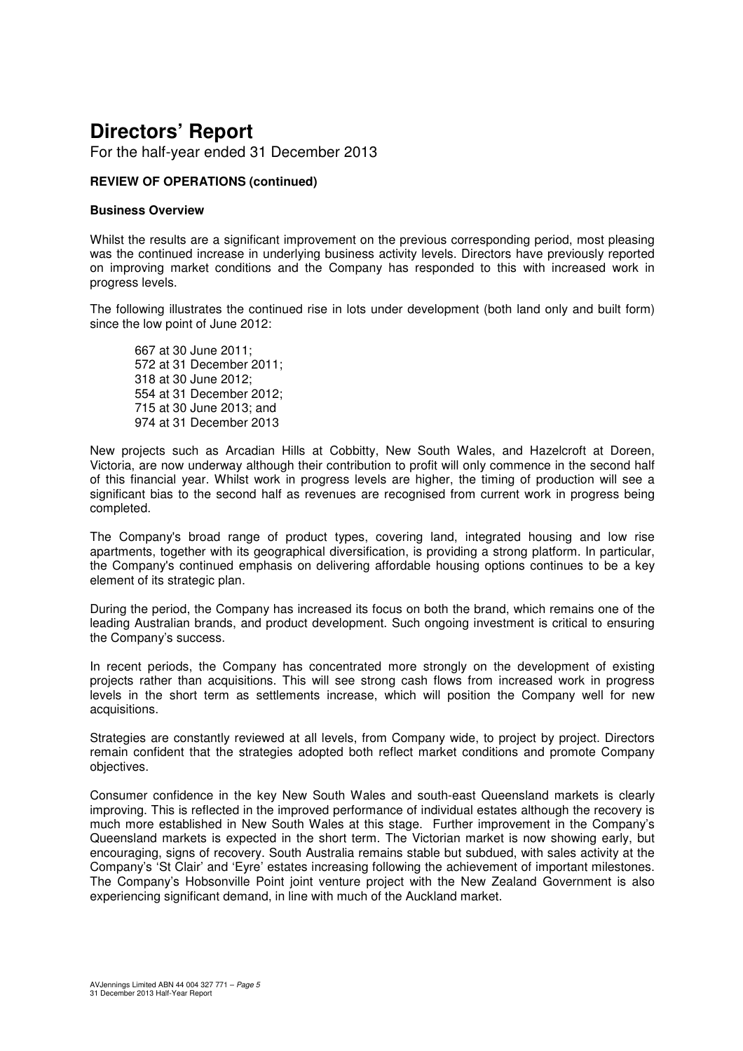# Directors' Report

For the half-year ended 31 December 2013

**REVIEW OF OPERATIONS (continued)**

**Business Overview**

Whilst the results are a significant improvement on the previous corresponding period, most pleasing was the continued increase in underlying business activity levels. Directors have previously reported on improving market conditions and the Company has responded to this with increased work in progress levels.

The following illustrates the continued rise in lots under development (both land only and built form) since the low point of June 2012:

667 at 30 June 2011;
572 at 31 December 2011;
318 at 30 June 2012;
554 at 31 December 2012;
715 at 30 June 2013; and
974 at 31 December 2013

New projects such as Arcadian Hills at Cobbitty, New South Wales, and Hazelcroft at Doreen, Victoria, are now underway although their contribution to profit will only commence in the second half of this financial year. Whilst work in progress levels are higher, the timing of production will see a significant bias to the second half as revenues are recognised from current work in progress being completed.

The Company's broad range of product types, covering land, integrated housing and low rise apartments, together with its geographical diversification, is providing a strong platform. In particular, the Company's continued emphasis on delivering affordable housing options continues to be a key element of its strategic plan.

During the period, the Company has increased its focus on both the brand, which remains one of the leading Australian brands, and product development. Such ongoing investment is critical to ensuring the Company's success.

In recent periods, the Company has concentrated more strongly on the development of existing projects rather than acquisitions. This will see strong cash flows from increased work in progress levels in the short term as settlements increase, which will position the Company well for new acquisitions.

Strategies are constantly reviewed at all levels, from Company wide, to project by project. Directors remain confident that the strategies adopted both reflect market conditions and promote Company objectives.

Consumer confidence in the key New South Wales and south-east Queensland markets is clearly improving. This is reflected in the improved performance of individual estates although the recovery is much more established in New South Wales at this stage. Further improvement in the Company's Queensland markets is expected in the short term. The Victorian market is now showing early, but encouraging, signs of recovery. South Australia remains stable but subdued, with sales activity at the Company's 'St Clair' and 'Eyre' estates increasing following the achievement of important milestones. The Company's Hobsonville Point joint venture project with the New Zealand Government is also experiencing significant demand, in line with much of the Auckland market.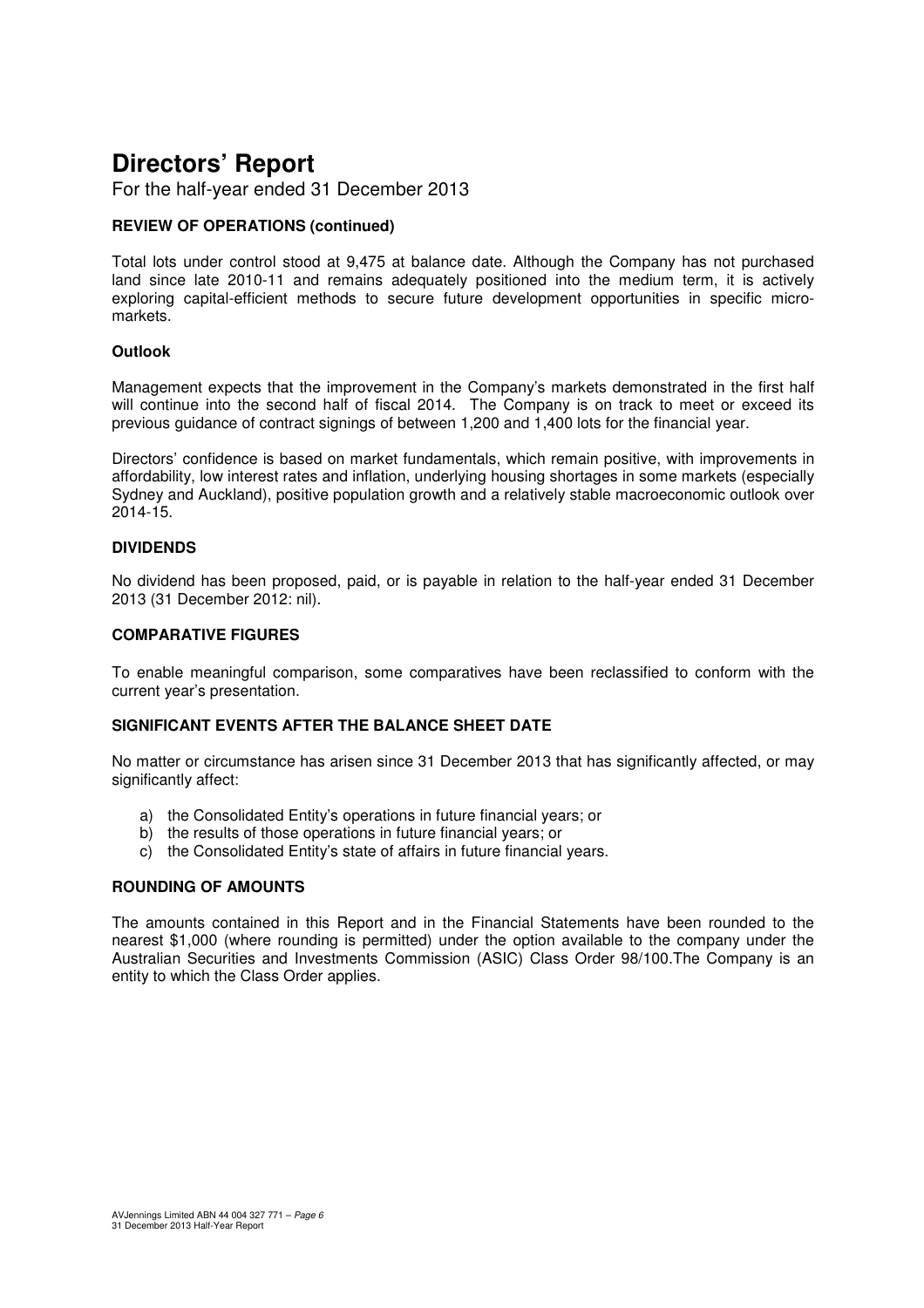# Directors' Report

For the half-year ended 31 December 2013

**REVIEW OF OPERATIONS (continued)**

Total lots under control stood at 9,475 at balance date. Although the Company has not purchased land since late 2010-11 and remains adequately positioned into the medium term, it is actively exploring capital-efficient methods to secure future development opportunities in specific micro-markets.

**Outlook**

Management expects that the improvement in the Company's markets demonstrated in the first half will continue into the second half of fiscal 2014. The Company is on track to meet or exceed its previous guidance of contract signings of between 1,200 and 1,400 lots for the financial year.

Directors' confidence is based on market fundamentals, which remain positive, with improvements in affordability, low interest rates and inflation, underlying housing shortages in some markets (especially Sydney and Auckland), positive population growth and a relatively stable macroeconomic outlook over 2014-15.

**DIVIDENDS**

No dividend has been proposed, paid, or is payable in relation to the half-year ended 31 December 2013 (31 December 2012: nil).

**COMPARATIVE FIGURES**

To enable meaningful comparison, some comparatives have been reclassified to conform with the current year's presentation.

**SIGNIFICANT EVENTS AFTER THE BALANCE SHEET DATE**

No matter or circumstance has arisen since 31 December 2013 that has significantly affected, or may significantly affect:

a) the Consolidated Entity's operations in future financial years; or
b) the results of those operations in future financial years; or
c) the Consolidated Entity's state of affairs in future financial years.

**ROUNDING OF AMOUNTS**

The amounts contained in this Report and in the Financial Statements have been rounded to the nearest $1,000 (where rounding is permitted) under the option available to the company under the Australian Securities and Investments Commission (ASIC) Class Order 98/100.The Company is an entity to which the Class Order applies.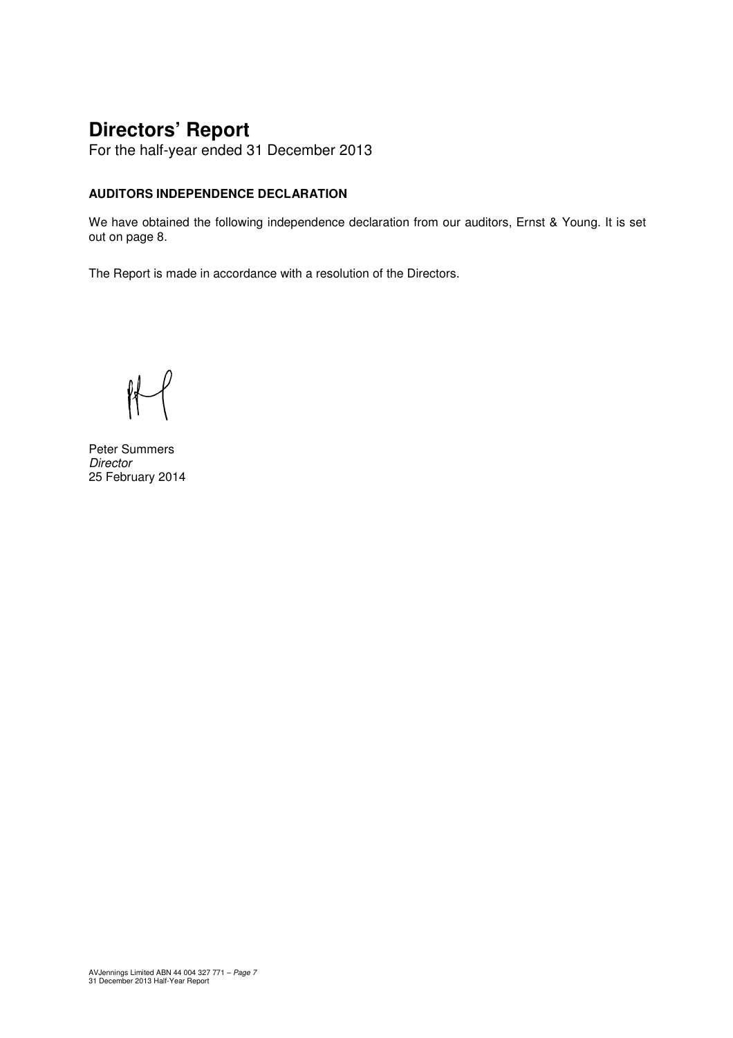# Directors' Report

For the half-year ended 31 December 2013

**AUDITORS INDEPENDENCE DECLARATION**

We have obtained the following independence declaration from our auditors, Ernst & Young. It is set out on page 8.

The Report is made in accordance with a resolution of the Directors.

Peter Summers
*Director*
25 February 2014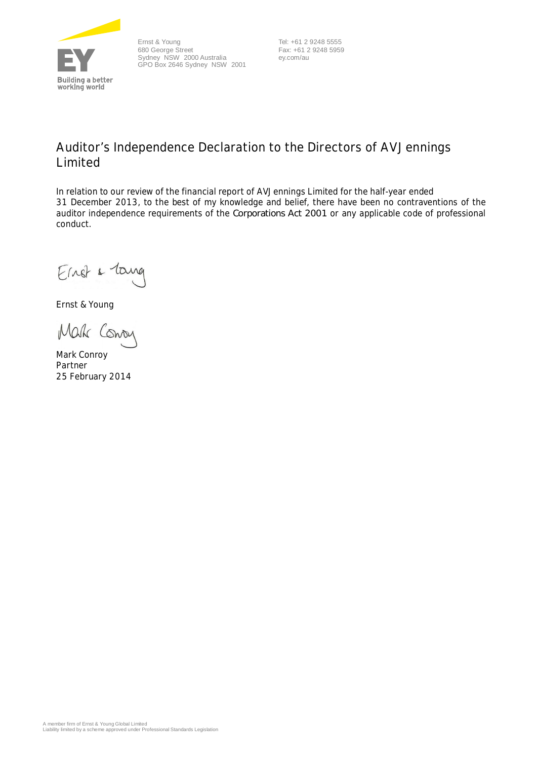Ernst & Young
680 George Street
Sydney NSW 2000 Australia
GPO Box 2646 Sydney NSW 2001

Tel: +61 2 9248 5555
Fax: +61 2 9248 5959
ey.com/au

# Auditor's Independence Declaration to the Directors of AVJennings Limited

In relation to our review of the financial report of AVJennings Limited for the half-year ended 31 December 2013, to the best of my knowledge and belief, there have been no contraventions of the auditor independence requirements of the *Corporations Act 2001* or any applicable code of professional conduct.

Ernst & Young

Mark Conroy
Partner
25 February 2014

A member firm of Ernst & Young Global Limited
Liability limited by a scheme approved under Professional Standards Legislation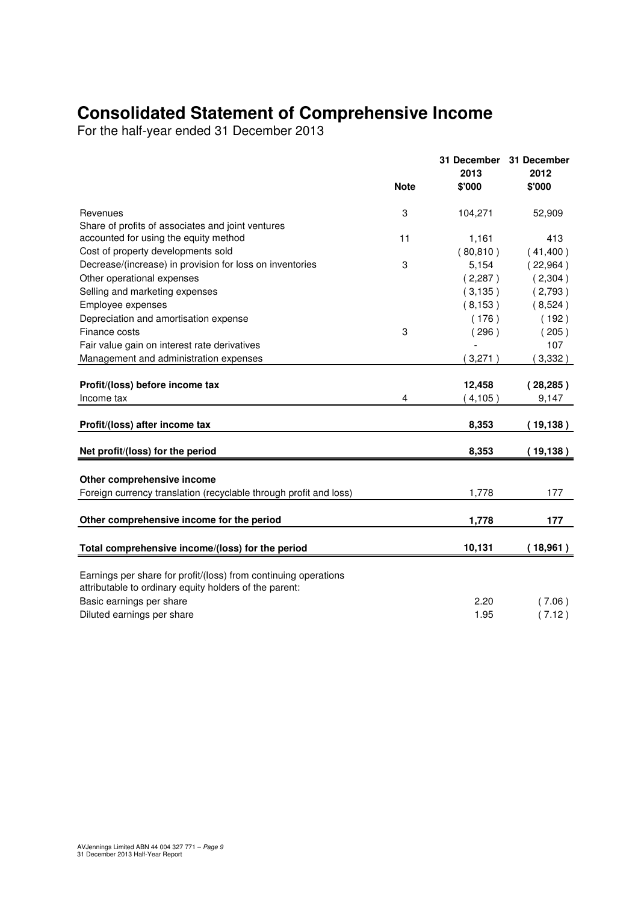# Consolidated Statement of Comprehensive Income

For the half-year ended 31 December 2013

| | Note | 31 December 2013 $'000 | 31 December 2012 $'000 |
|---|---|---|---|
| Revenues | 3 | 104,271 | 52,909 |
| Share of profits of associates and joint ventures accounted for using the equity method | 11 | 1,161 | 413 |
| Cost of property developments sold | | ( 80,810 ) | ( 41,400 ) |
| Decrease/(increase) in provision for loss on inventories | 3 | 5,154 | ( 22,964 ) |
| Other operational expenses | | ( 2,287 ) | ( 2,304 ) |
| Selling and marketing expenses | | ( 3,135 ) | ( 2,793 ) |
| Employee expenses | | ( 8,153 ) | ( 8,524 ) |
| Depreciation and amortisation expense | | ( 176 ) | ( 192 ) |
| Finance costs | 3 | ( 296 ) | ( 205 ) |
| Fair value gain on interest rate derivatives | | - | 107 |
| Management and administration expenses | | ( 3,271 ) | ( 3,332 ) |
| **Profit/(loss) before income tax** | | **12,458** | **( 28,285 )** |
| Income tax | 4 | ( 4,105 ) | 9,147 |
| **Profit/(loss) after income tax** | | **8,353** | **( 19,138 )** |
| **Net profit/(loss) for the period** | | **8,353** | **( 19,138 )** |
| **Other comprehensive income** | | | |
| Foreign currency translation (recyclable through profit and loss) | | 1,778 | 177 |
| **Other comprehensive income for the period** | | **1,778** | **177** |
| **Total comprehensive income/(loss) for the period** | | **10,131** | **( 18,961 )** |
| Earnings per share for profit/(loss) from continuing operations attributable to ordinary equity holders of the parent: | | | |
| Basic earnings per share | | 2.20 | ( 7.06 ) |
| Diluted earnings per share | | 1.95 | ( 7.12 ) |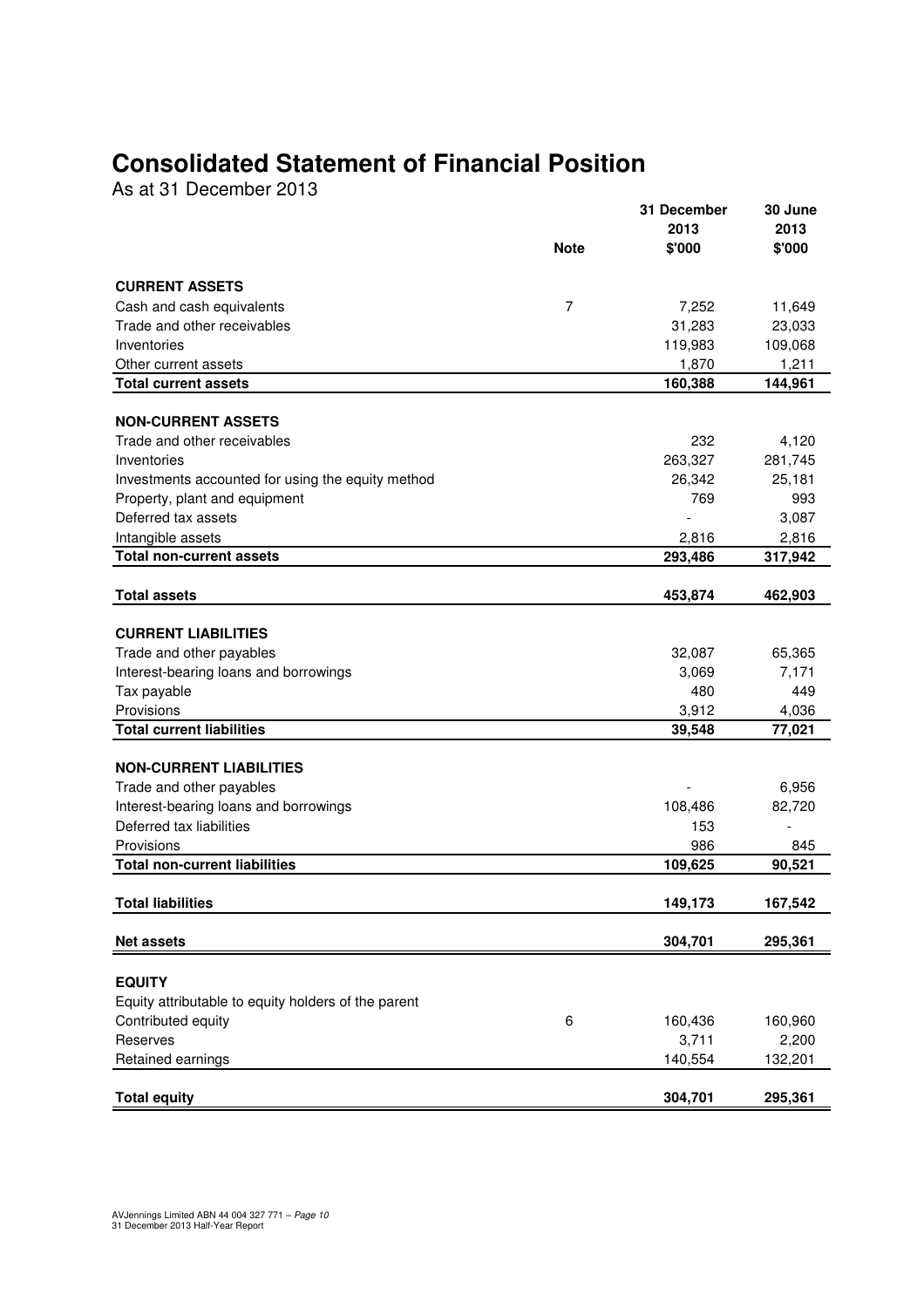# Consolidated Statement of Financial Position

As at 31 December 2013

| | Note | 31 December 2013 $'000 | 30 June 2013 $'000 |
|---|---|---|---|
| **CURRENT ASSETS** | | | |
| Cash and cash equivalents | 7 | 7,252 | 11,649 |
| Trade and other receivables | | 31,283 | 23,033 |
| Inventories | | 119,983 | 109,068 |
| Other current assets | | 1,870 | 1,211 |
| **Total current assets** | | **160,388** | **144,961** |
| **NON-CURRENT ASSETS** | | | |
| Trade and other receivables | | 232 | 4,120 |
| Inventories | | 263,327 | 281,745 |
| Investments accounted for using the equity method | | 26,342 | 25,181 |
| Property, plant and equipment | | 769 | 993 |
| Deferred tax assets | | - | 3,087 |
| Intangible assets | | 2,816 | 2,816 |
| **Total non-current assets** | | **293,486** | **317,942** |
| **Total assets** | | **453,874** | **462,903** |
| **CURRENT LIABILITIES** | | | |
| Trade and other payables | | 32,087 | 65,365 |
| Interest-bearing loans and borrowings | | 3,069 | 7,171 |
| Tax payable | | 480 | 449 |
| Provisions | | 3,912 | 4,036 |
| **Total current liabilities** | | **39,548** | **77,021** |
| **NON-CURRENT LIABILITIES** | | | |
| Trade and other payables | | - | 6,956 |
| Interest-bearing loans and borrowings | | 108,486 | 82,720 |
| Deferred tax liabilities | | 153 | - |
| Provisions | | 986 | 845 |
| **Total non-current liabilities** | | **109,625** | **90,521** |
| **Total liabilities** | | **149,173** | **167,542** |
| **Net assets** | | **304,701** | **295,361** |
| **EQUITY** | | | |
| Equity attributable to equity holders of the parent | | | |
| Contributed equity | 6 | 160,436 | 160,960 |
| Reserves | | 3,711 | 2,200 |
| Retained earnings | | 140,554 | 132,201 |
| **Total equity** | | **304,701** | **295,361** |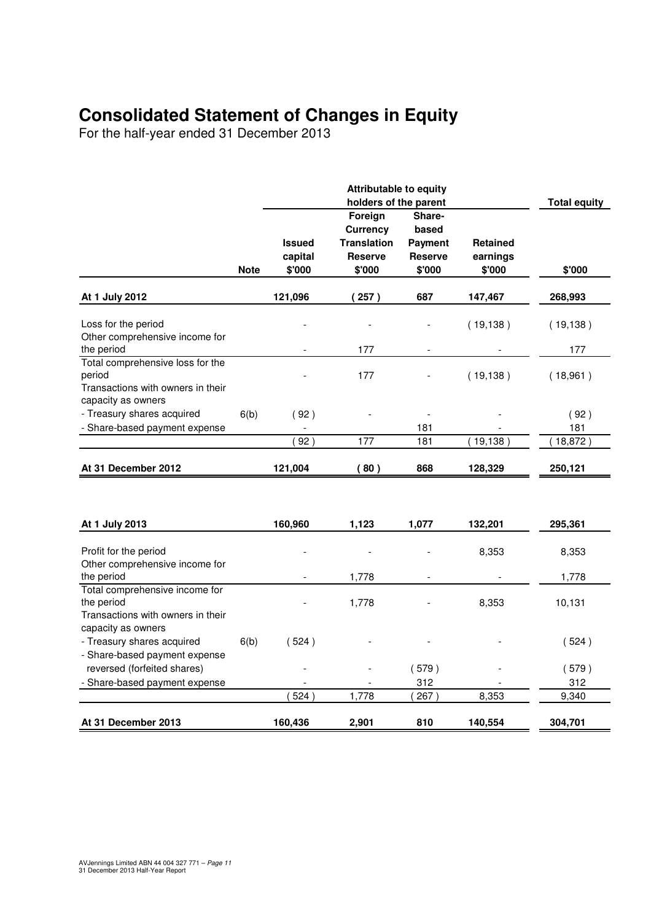# Consolidated Statement of Changes in Equity

For the half-year ended 31 December 2013

| | | Attributable to equity holders of the parent | | | | Total equity |
|---|---|---|---|---|---|---|
| | Note | Issued capital $'000 | Foreign Currency Translation Reserve $'000 | Share-based Payment Reserve $'000 | Retained earnings $'000 | $'000 |
| **At 1 July 2012** | | **121,096** | **( 257 )** | **687** | **147,467** | **268,993** |
| Loss for the period | | - | - | - | ( 19,138 ) | ( 19,138 ) |
| Other comprehensive income for the period | | - | 177 | - | - | 177 |
| Total comprehensive loss for the period | | - | 177 | - | ( 19,138 ) | ( 18,961 ) |
| Transactions with owners in their capacity as owners | | | | | | |
| - Treasury shares acquired | 6(b) | ( 92 ) | - | - | - | ( 92 ) |
| - Share-based payment expense | | - | | 181 | - | 181 |
| | | ( 92 ) | 177 | 181 | ( 19,138 ) | ( 18,872 ) |
| **At 31 December 2012** | | **121,004** | **( 80 )** | **868** | **128,329** | **250,121** |
| | | | | | | |
| **At 1 July 2013** | | **160,960** | **1,123** | **1,077** | **132,201** | **295,361** |
| Profit for the period | | - | - | - | 8,353 | 8,353 |
| Other comprehensive income for the period | | - | 1,778 | - | - | 1,778 |
| Total comprehensive income for the period | | - | 1,778 | - | 8,353 | 10,131 |
| Transactions with owners in their capacity as owners | | | | | | |
| - Treasury shares acquired | 6(b) | ( 524 ) | - | - | - | ( 524 ) |
| - Share-based payment expense reversed (forfeited shares) | | - | - | ( 579 ) | - | ( 579 ) |
| - Share-based payment expense | | - | - | 312 | - | 312 |
| | | ( 524 ) | 1,778 | ( 267 ) | 8,353 | 9,340 |
| **At 31 December 2013** | | **160,436** | **2,901** | **810** | **140,554** | **304,701** |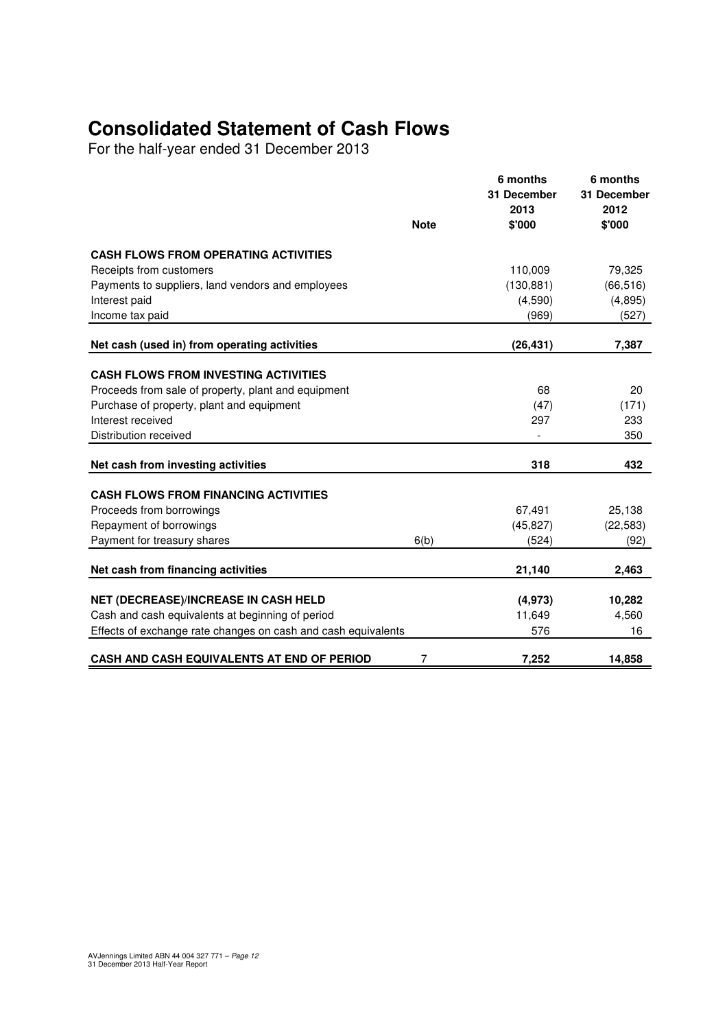# Consolidated Statement of Cash Flows

For the half-year ended 31 December 2013

| | Note | 6 months 31 December 2013 $'000 | 6 months 31 December 2012 $'000 |
|---|---|---|---|
| **CASH FLOWS FROM OPERATING ACTIVITIES** | | | |
| Receipts from customers | | 110,009 | 79,325 |
| Payments to suppliers, land vendors and employees | | (130,881) | (66,516) |
| Interest paid | | (4,590) | (4,895) |
| Income tax paid | | (969) | (527) |
| **Net cash (used in) from operating activities** | | **(26,431)** | **7,387** |
| **CASH FLOWS FROM INVESTING ACTIVITIES** | | | |
| Proceeds from sale of property, plant and equipment | | 68 | 20 |
| Purchase of property, plant and equipment | | (47) | (171) |
| Interest received | | 297 | 233 |
| Distribution received | | - | 350 |
| **Net cash from investing activities** | | **318** | **432** |
| **CASH FLOWS FROM FINANCING ACTIVITIES** | | | |
| Proceeds from borrowings | | 67,491 | 25,138 |
| Repayment of borrowings | | (45,827) | (22,583) |
| Payment for treasury shares | 6(b) | (524) | (92) |
| **Net cash from financing activities** | | **21,140** | **2,463** |
| **NET (DECREASE)/INCREASE IN CASH HELD** | | **(4,973)** | **10,282** |
| Cash and cash equivalents at beginning of period | | 11,649 | 4,560 |
| Effects of exchange rate changes on cash and cash equivalents | | 576 | 16 |
| **CASH AND CASH EQUIVALENTS AT END OF PERIOD** | 7 | **7,252** | **14,858** |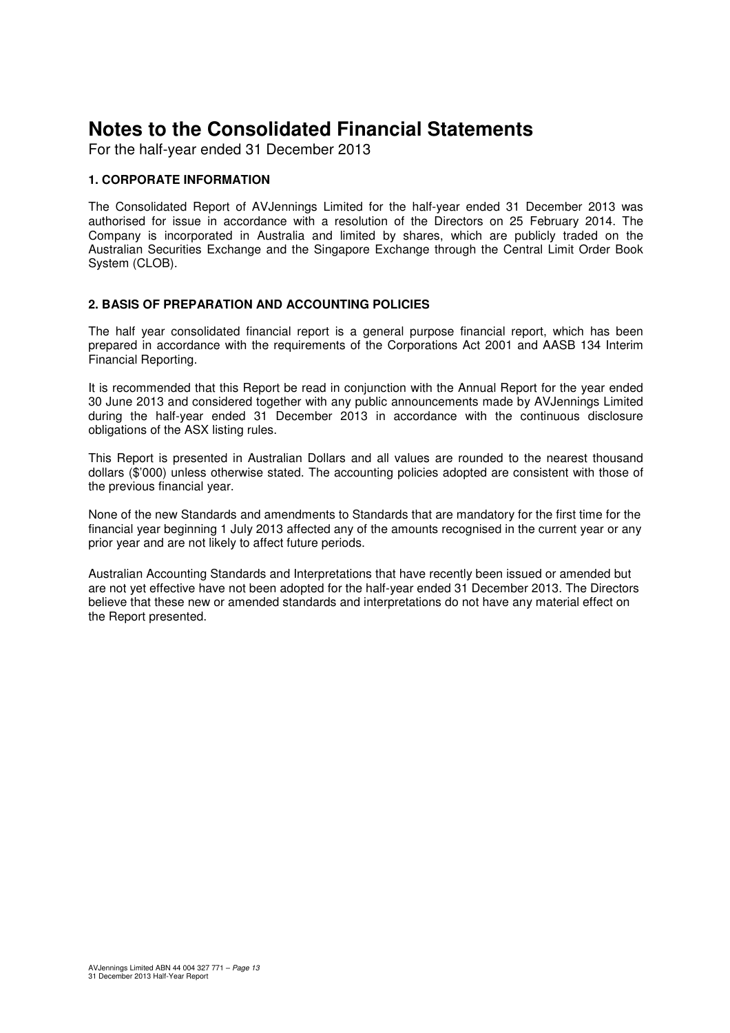# Notes to the Consolidated Financial Statements

For the half-year ended 31 December 2013

### 1. CORPORATE INFORMATION

The Consolidated Report of AVJennings Limited for the half-year ended 31 December 2013 was authorised for issue in accordance with a resolution of the Directors on 25 February 2014. The Company is incorporated in Australia and limited by shares, which are publicly traded on the Australian Securities Exchange and the Singapore Exchange through the Central Limit Order Book System (CLOB).

### 2. BASIS OF PREPARATION AND ACCOUNTING POLICIES

The half year consolidated financial report is a general purpose financial report, which has been prepared in accordance with the requirements of the Corporations Act 2001 and AASB 134 Interim Financial Reporting.

It is recommended that this Report be read in conjunction with the Annual Report for the year ended 30 June 2013 and considered together with any public announcements made by AVJennings Limited during the half-year ended 31 December 2013 in accordance with the continuous disclosure obligations of the ASX listing rules.

This Report is presented in Australian Dollars and all values are rounded to the nearest thousand dollars ($'000) unless otherwise stated. The accounting policies adopted are consistent with those of the previous financial year.

None of the new Standards and amendments to Standards that are mandatory for the first time for the financial year beginning 1 July 2013 affected any of the amounts recognised in the current year or any prior year and are not likely to affect future periods.

Australian Accounting Standards and Interpretations that have recently been issued or amended but are not yet effective have not been adopted for the half-year ended 31 December 2013. The Directors believe that these new or amended standards and interpretations do not have any material effect on the Report presented.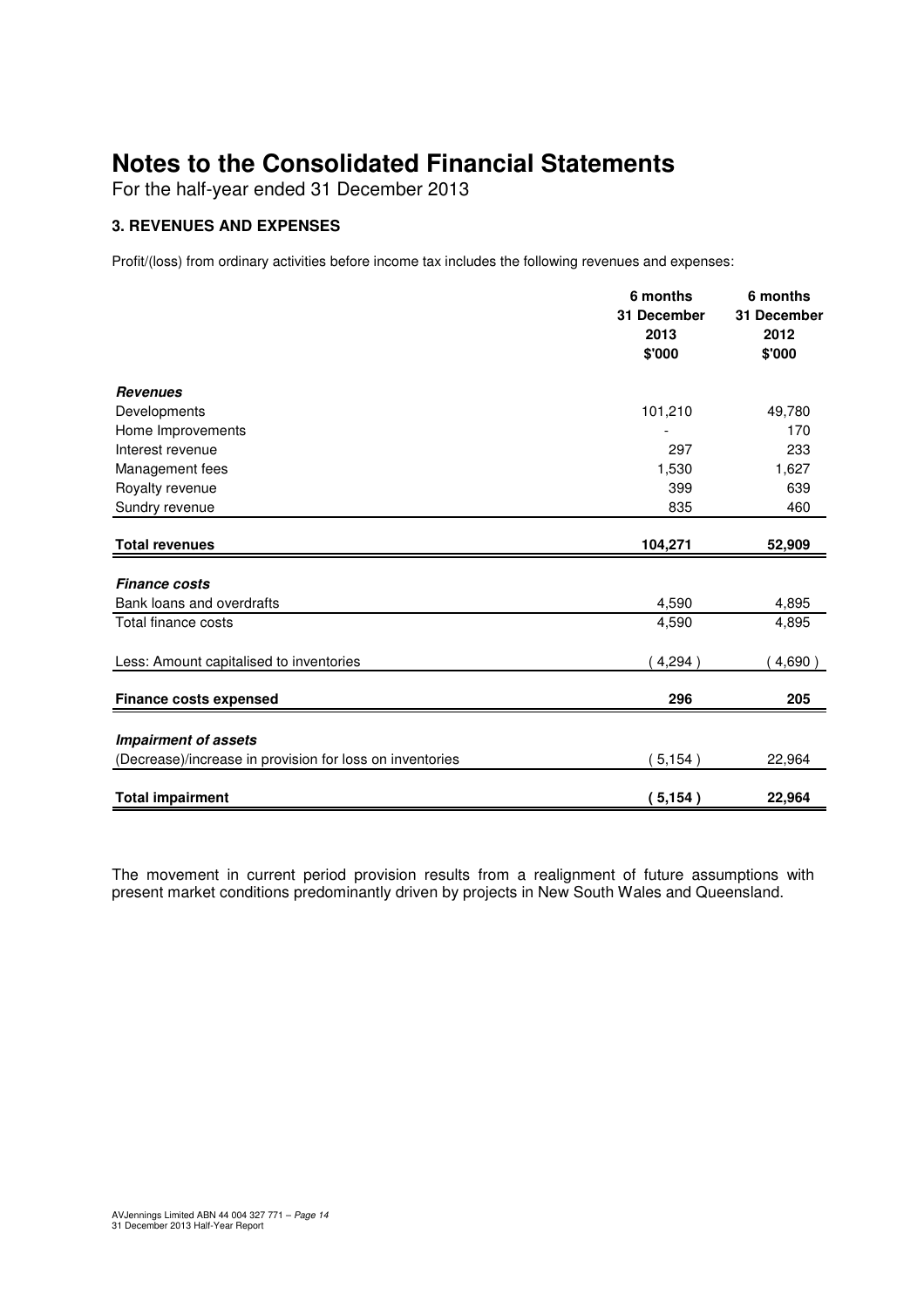# Notes to the Consolidated Financial Statements

For the half-year ended 31 December 2013

### 3. REVENUES AND EXPENSES

Profit/(loss) from ordinary activities before income tax includes the following revenues and expenses:

| | 6 months 31 December 2013 $'000 | 6 months 31 December 2012 $'000 |
|---|---|---|
| ***Revenues*** | | |
| Developments | 101,210 | 49,780 |
| Home Improvements | - | 170 |
| Interest revenue | 297 | 233 |
| Management fees | 1,530 | 1,627 |
| Royalty revenue | 399 | 639 |
| Sundry revenue | 835 | 460 |
| **Total revenues** | **104,271** | **52,909** |
| ***Finance costs*** | | |
| Bank loans and overdrafts | 4,590 | 4,895 |
| Total finance costs | 4,590 | 4,895 |
| Less: Amount capitalised to inventories | ( 4,294 ) | ( 4,690 ) |
| **Finance costs expensed** | **296** | **205** |
| ***Impairment of assets*** | | |
| (Decrease)/increase in provision for loss on inventories | ( 5,154 ) | 22,964 |
| **Total impairment** | **( 5,154 )** | **22,964** |

The movement in current period provision results from a realignment of future assumptions with present market conditions predominantly driven by projects in New South Wales and Queensland.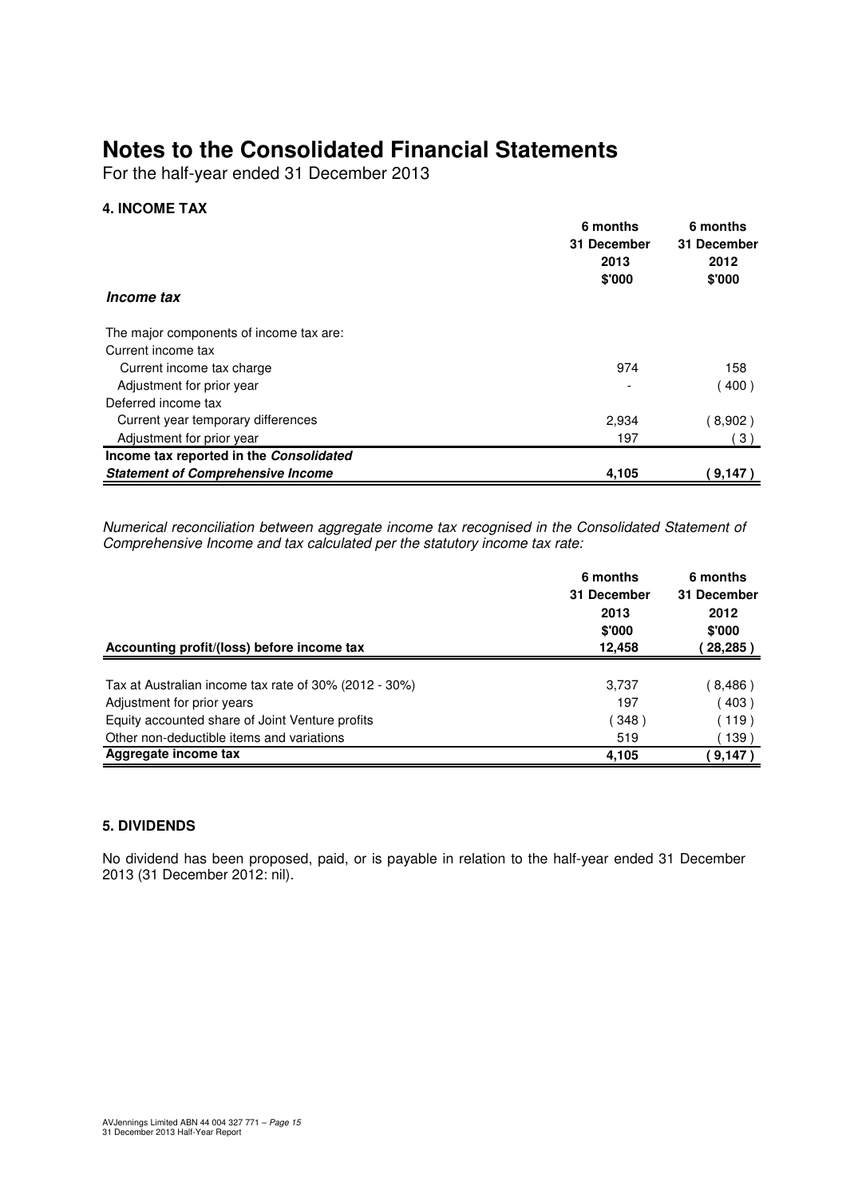# Notes to the Consolidated Financial Statements

For the half-year ended 31 December 2013

## 4. INCOME TAX

| | 6 months 31 December 2013 $'000 | 6 months 31 December 2012 $'000 |
|---|---|---|
| ***Income tax*** | | |
| The major components of income tax are: | | |
| Current income tax | | |
| Current income tax charge | 974 | 158 |
| Adjustment for prior year | - | ( 400 ) |
| Deferred income tax | | |
| Current year temporary differences | 2,934 | ( 8,902 ) |
| Adjustment for prior year | 197 | ( 3 ) |
| **Income tax reported in the *Consolidated Statement of Comprehensive Income*** | **4,105** | **( 9,147 )** |

*Numerical reconciliation between aggregate income tax recognised in the Consolidated Statement of Comprehensive Income and tax calculated per the statutory income tax rate:*

| | 6 months 31 December 2013 $'000 | 6 months 31 December 2012 $'000 |
|---|---|---|
| **Accounting profit/(loss) before income tax** | **12,458** | **( 28,285 )** |
| Tax at Australian income tax rate of 30% (2012 - 30%) | 3,737 | ( 8,486 ) |
| Adjustment for prior years | 197 | ( 403 ) |
| Equity accounted share of Joint Venture profits | ( 348 ) | ( 119 ) |
| Other non-deductible items and variations | 519 | ( 139 ) |
| **Aggregate income tax** | **4,105** | **( 9,147 )** |

## 5. DIVIDENDS

No dividend has been proposed, paid, or is payable in relation to the half-year ended 31 December 2013 (31 December 2012: nil).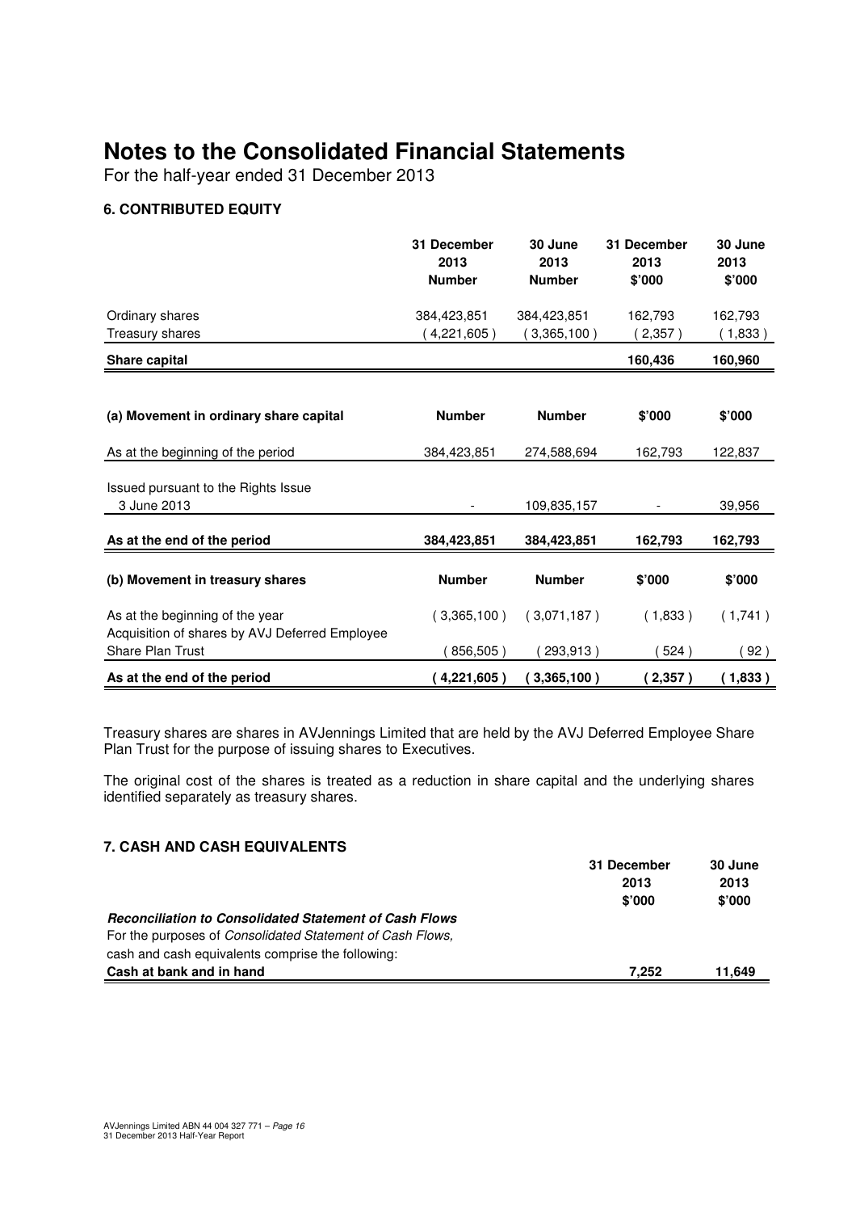# Notes to the Consolidated Financial Statements

For the half-year ended 31 December 2013

### 6. CONTRIBUTED EQUITY

| | 31 December 2013 Number | 30 June 2013 Number | 31 December 2013 \$'000 | 30 June 2013 \$'000 |
|---|---|---|---|---|
| Ordinary shares | 384,423,851 | 384,423,851 | 162,793 | 162,793 |
| Treasury shares | ( 4,221,605 ) | ( 3,365,100 ) | ( 2,357 ) | ( 1,833 ) |
| **Share capital** | | | **160,436** | **160,960** |

| **(a) Movement in ordinary share capital** | **Number** | **Number** | **\$'000** | **\$'000** |
|---|---|---|---|---|
| As at the beginning of the period | 384,423,851 | 274,588,694 | 162,793 | 122,837 |
| Issued pursuant to the Rights Issue 3 June 2013 | - | 109,835,157 | - | 39,956 |
| **As at the end of the period** | **384,423,851** | **384,423,851** | **162,793** | **162,793** |

| **(b) Movement in treasury shares** | **Number** | **Number** | **\$'000** | **\$'000** |
|---|---|---|---|---|
| As at the beginning of the year | ( 3,365,100 ) | ( 3,071,187 ) | ( 1,833 ) | ( 1,741 ) |
| Acquisition of shares by AVJ Deferred Employee Share Plan Trust | ( 856,505 ) | ( 293,913 ) | ( 524 ) | ( 92 ) |
| **As at the end of the period** | **( 4,221,605 )** | **( 3,365,100 )** | **( 2,357 )** | **( 1,833 )** |

Treasury shares are shares in AVJennings Limited that are held by the AVJ Deferred Employee Share Plan Trust for the purpose of issuing shares to Executives.

The original cost of the shares is treated as a reduction in share capital and the underlying shares identified separately as treasury shares.

### 7. CASH AND CASH EQUIVALENTS

| | 31 December 2013 \$'000 | 30 June 2013 \$'000 |
|---|---|---|
| ***Reconciliation to Consolidated Statement of Cash Flows*** | | |
| For the purposes of *Consolidated Statement of Cash Flows,* cash and cash equivalents comprise the following: | | |
| **Cash at bank and in hand** | **7,252** | **11,649** |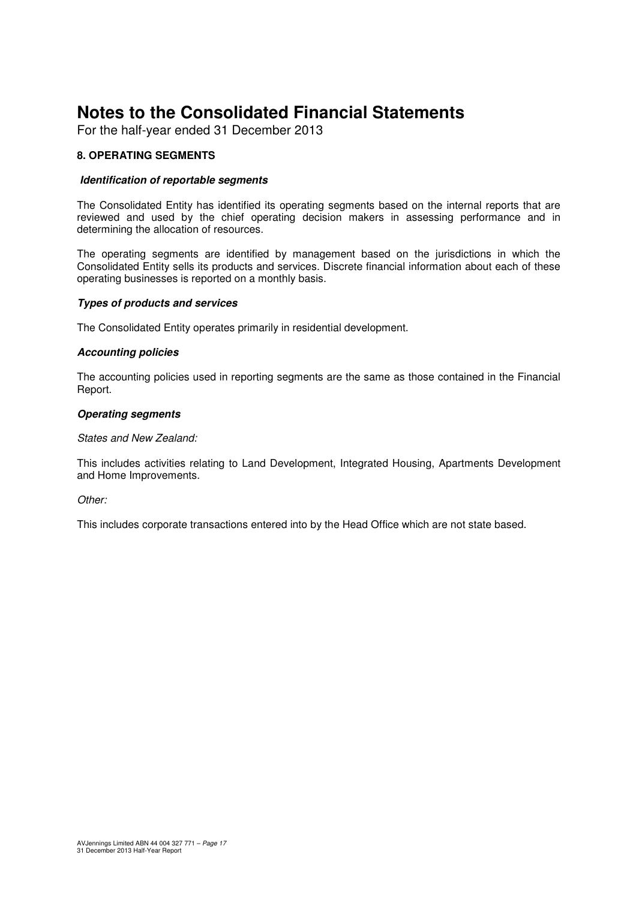# Notes to the Consolidated Financial Statements

For the half-year ended 31 December 2013

## 8. OPERATING SEGMENTS

### *Identification of reportable segments*

The Consolidated Entity has identified its operating segments based on the internal reports that are reviewed and used by the chief operating decision makers in assessing performance and in determining the allocation of resources.

The operating segments are identified by management based on the jurisdictions in which the Consolidated Entity sells its products and services. Discrete financial information about each of these operating businesses is reported on a monthly basis.

### *Types of products and services*

The Consolidated Entity operates primarily in residential development.

### *Accounting policies*

The accounting policies used in reporting segments are the same as those contained in the Financial Report.

### *Operating segments*

*States and New Zealand:*

This includes activities relating to Land Development, Integrated Housing, Apartments Development and Home Improvements.

*Other:*

This includes corporate transactions entered into by the Head Office which are not state based.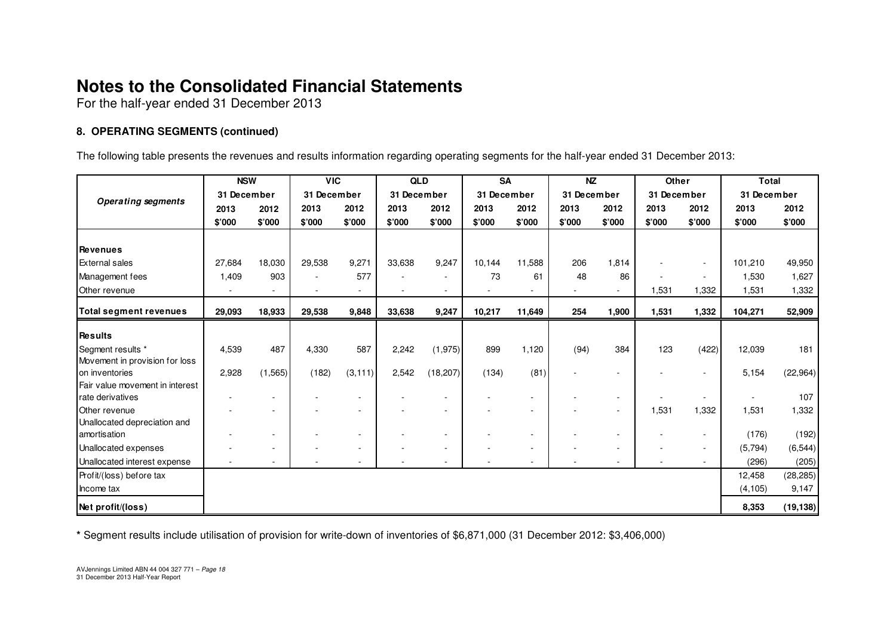# Notes to the Consolidated Financial Statements

For the half-year ended 31 December 2013

## 8. OPERATING SEGMENTS (continued)

The following table presents the revenues and results information regarding operating segments for the half-year ended 31 December 2013:

| *Operating segments* | NSW | | VIC | | QLD | | SA | | NZ | | Other | | Total | |
|---|---|---|---|---|---|---|---|---|---|---|---|---|---|---|
| | 31 December | | 31 December | | 31 December | | 31 December | | 31 December | | 31 December | | 31 December | |
| | 2013 | 2012 | 2013 | 2012 | 2013 | 2012 | 2013 | 2012 | 2013 | 2012 | 2013 | 2012 | 2013 | 2012 |
| | \$'000 | \$'000 | \$'000 | \$'000 | \$'000 | \$'000 | \$'000 | \$'000 | \$'000 | \$'000 | \$'000 | \$'000 | \$'000 | \$'000 |
| **Revenues** | | | | | | | | | | | | | | |
| External sales | 27,684 | 18,030 | 29,538 | 9,271 | 33,638 | 9,247 | 10,144 | 11,588 | 206 | 1,814 | - | - | 101,210 | 49,950 |
| Management fees | 1,409 | 903 | - | 577 | - | - | 73 | 61 | 48 | 86 | - | - | 1,530 | 1,627 |
| Other revenue | - | - | - | - | - | - | - | - | - | - | 1,531 | 1,332 | 1,531 | 1,332 |
| **Total segment revenues** | **29,093** | **18,933** | **29,538** | **9,848** | **33,638** | **9,247** | **10,217** | **11,649** | **254** | **1,900** | **1,531** | **1,332** | **104,271** | **52,909** |
| **Results** | | | | | | | | | | | | | | |
| Segment results * | 4,539 | 487 | 4,330 | 587 | 2,242 | (1,975) | 899 | 1,120 | (94) | 384 | 123 | (422) | 12,039 | 181 |
| Movement in provision for loss on inventories | 2,928 | (1,565) | (182) | (3,111) | 2,542 | (18,207) | (134) | (81) | - | - | - | - | 5,154 | (22,964) |
| Fair value movement in interest rate derivatives | - | - | - | - | - | - | - | - | - | - | - | - | - | 107 |
| Other revenue | - | - | - | - | - | - | - | - | - | - | 1,531 | 1,332 | 1,531 | 1,332 |
| Unallocated depreciation and amortisation | - | - | - | - | - | - | - | - | - | - | - | - | (176) | (192) |
| Unallocated expenses | - | - | - | - | - | - | - | - | - | - | - | - | (5,794) | (6,544) |
| Unallocated interest expense | - | - | - | - | - | - | - | - | - | - | - | - | (296) | (205) |
| Profit/(loss) before tax | | | | | | | | | | | | | 12,458 | (28,285) |
| Income tax | | | | | | | | | | | | | (4,105) | 9,147 |
| **Net profit/(loss)** | | | | | | | | | | | | | **8,353** | **(19,138)** |

**\*** Segment results include utilisation of provision for write-down of inventories of \$6,871,000 (31 December 2012: \$3,406,000)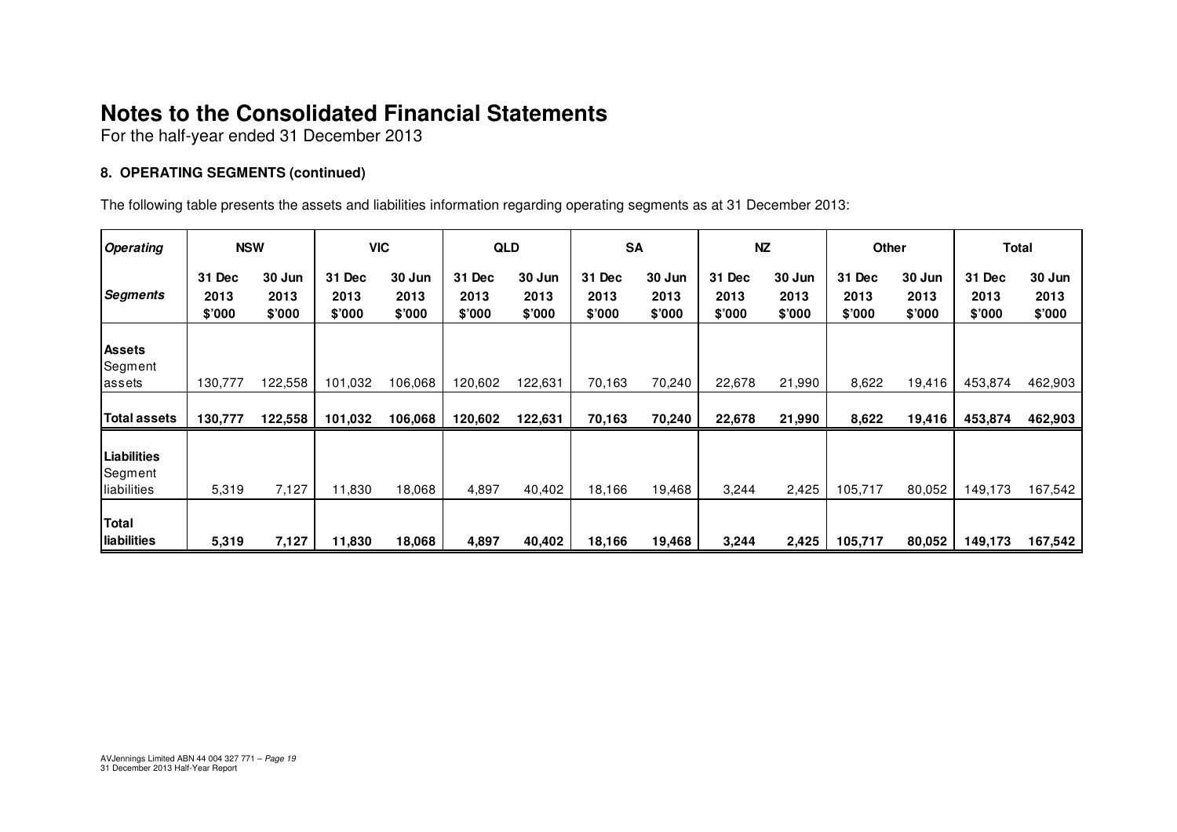# Notes to the Consolidated Financial Statements

For the half-year ended 31 December 2013

### 8. OPERATING SEGMENTS (continued)

The following table presents the assets and liabilities information regarding operating segments as at 31 December 2013:

| *Operating* | NSW | | VIC | | QLD | | SA | | NZ | | Other | | Total | |
|---|---|---|---|---|---|---|---|---|---|---|---|---|---|---|
| *Segments* | 31 Dec 2013 $'000 | 30 Jun 2013 $'000 | 31 Dec 2013 $'000 | 30 Jun 2013 $'000 | 31 Dec 2013 $'000 | 30 Jun 2013 $'000 | 31 Dec 2013 $'000 | 30 Jun 2013 $'000 | 31 Dec 2013 $'000 | 30 Jun 2013 $'000 | 31 Dec 2013 $'000 | 30 Jun 2013 $'000 | 31 Dec 2013 $'000 | 30 Jun 2013 $'000 |
| **Assets** | | | | | | | | | | | | | | |
| Segment assets | 130,777 | 122,558 | 101,032 | 106,068 | 120,602 | 122,631 | 70,163 | 70,240 | 22,678 | 21,990 | 8,622 | 19,416 | 453,874 | 462,903 |
| **Total assets** | **130,777** | **122,558** | **101,032** | **106,068** | **120,602** | **122,631** | **70,163** | **70,240** | **22,678** | **21,990** | **8,622** | **19,416** | **453,874** | **462,903** |
| **Liabilities** | | | | | | | | | | | | | | |
| Segment liabilities | 5,319 | 7,127 | 11,830 | 18,068 | 4,897 | 40,402 | 18,166 | 19,468 | 3,244 | 2,425 | 105,717 | 80,052 | 149,173 | 167,542 |
| **Total liabilities** | **5,319** | **7,127** | **11,830** | **18,068** | **4,897** | **40,402** | **18,166** | **19,468** | **3,244** | **2,425** | **105,717** | **80,052** | **149,173** | **167,542** |

AVJennings Limited ABN 44 004 327 771 – *Page 19*
31 December 2013 Half-Year Report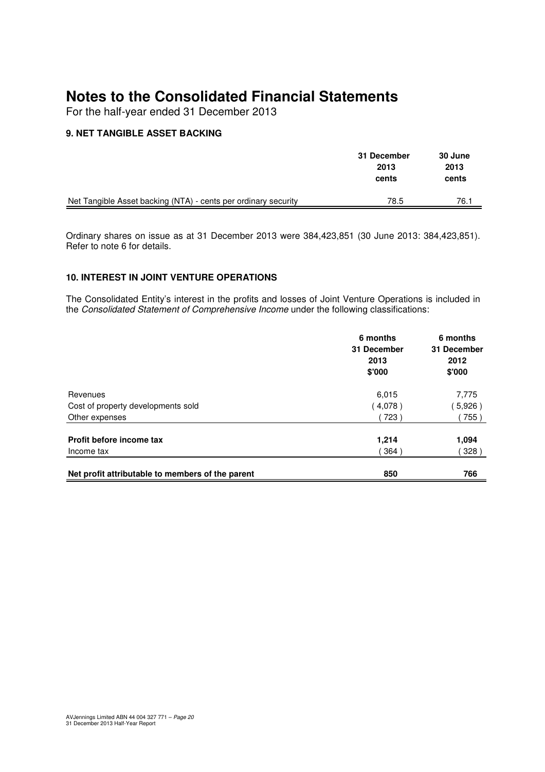# Notes to the Consolidated Financial Statements

For the half-year ended 31 December 2013

### 9. NET TANGIBLE ASSET BACKING

| | 31 December 2013 cents | 30 June 2013 cents |
|---|---|---|
| Net Tangible Asset backing (NTA) - cents per ordinary security | 78.5 | 76.1 |

Ordinary shares on issue as at 31 December 2013 were 384,423,851 (30 June 2013: 384,423,851). Refer to note 6 for details.

### 10. INTEREST IN JOINT VENTURE OPERATIONS

The Consolidated Entity's interest in the profits and losses of Joint Venture Operations is included in the *Consolidated Statement of Comprehensive Income* under the following classifications:

| | 6 months 31 December 2013 $'000 | 6 months 31 December 2012 $'000 |
|---|---|---|
| Revenues | 6,015 | 7,775 |
| Cost of property developments sold | ( 4,078 ) | ( 5,926 ) |
| Other expenses | ( 723 ) | ( 755 ) |
| **Profit before income tax** | **1,214** | **1,094** |
| Income tax | ( 364 ) | ( 328 ) |
| **Net profit attributable to members of the parent** | **850** | **766** |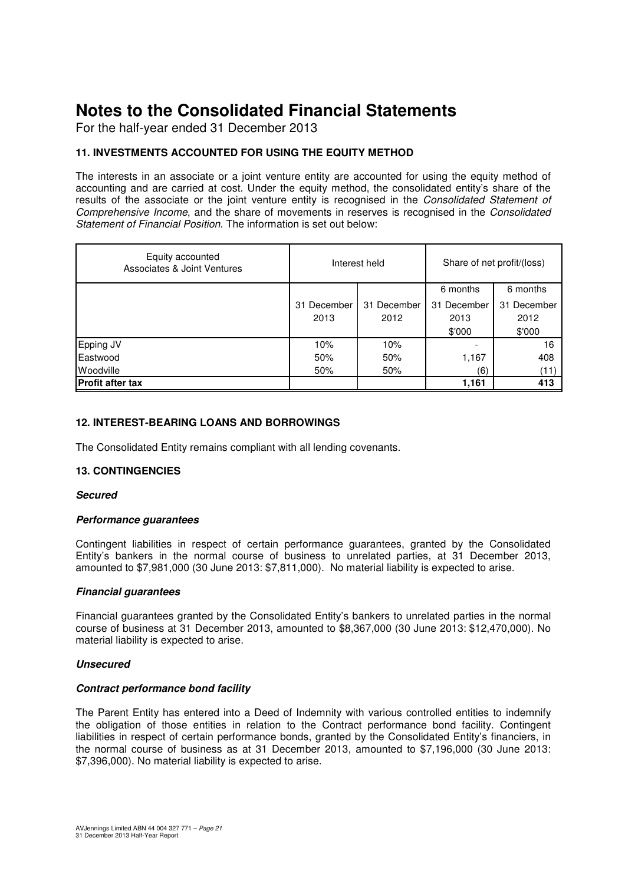# Notes to the Consolidated Financial Statements

For the half-year ended 31 December 2013

### 11. INVESTMENTS ACCOUNTED FOR USING THE EQUITY METHOD

The interests in an associate or a joint venture entity are accounted for using the equity method of accounting and are carried at cost. Under the equity method, the consolidated entity's share of the results of the associate or the joint venture entity is recognised in the *Consolidated Statement of Comprehensive Income*, and the share of movements in reserves is recognised in the *Consolidated Statement of Financial Position*. The information is set out below:

| Equity accounted Associates & Joint Ventures | Interest held | | Share of net profit/(loss) | |
|---|---|---|---|---|
| | 31 December 2013 | 31 December 2012 | 6 months 31 December 2013 $'000 | 6 months 31 December 2012 $'000 |
| Epping JV | 10% | 10% | - | 16 |
| Eastwood | 50% | 50% | 1,167 | 408 |
| Woodville | 50% | 50% | (6) | (11) |
| **Profit after tax** | | | **1,161** | **413** |

### 12. INTEREST-BEARING LOANS AND BORROWINGS

The Consolidated Entity remains compliant with all lending covenants.

### 13. CONTINGENCIES

***Secured***

***Performance guarantees***

Contingent liabilities in respect of certain performance guarantees, granted by the Consolidated Entity's bankers in the normal course of business to unrelated parties, at 31 December 2013, amounted to $7,981,000 (30 June 2013: $7,811,000). No material liability is expected to arise.

***Financial guarantees***

Financial guarantees granted by the Consolidated Entity's bankers to unrelated parties in the normal course of business at 31 December 2013, amounted to $8,367,000 (30 June 2013: $12,470,000). No material liability is expected to arise.

***Unsecured***

***Contract performance bond facility***

The Parent Entity has entered into a Deed of Indemnity with various controlled entities to indemnify the obligation of those entities in relation to the Contract performance bond facility. Contingent liabilities in respect of certain performance bonds, granted by the Consolidated Entity's financiers, in the normal course of business as at 31 December 2013, amounted to $7,196,000 (30 June 2013: $7,396,000). No material liability is expected to arise.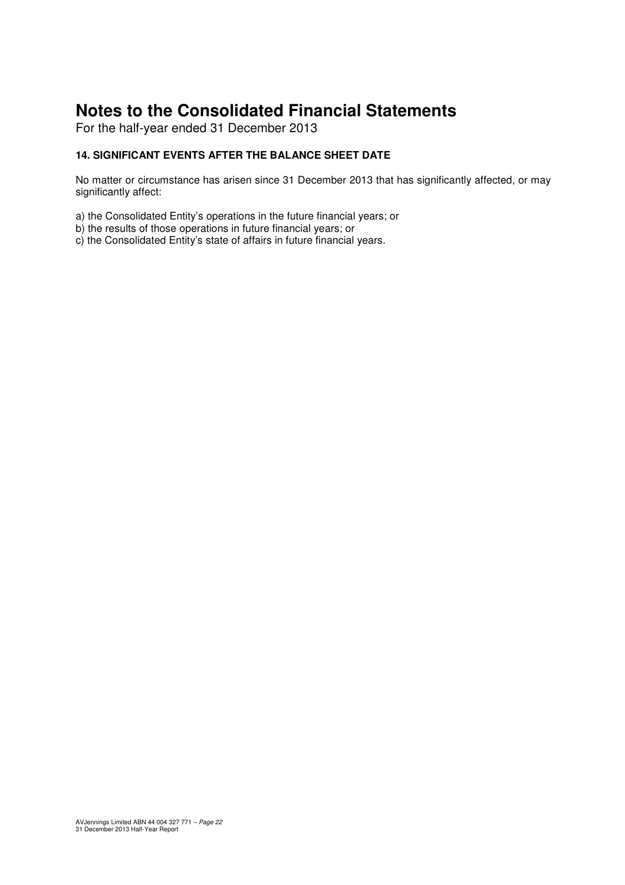# Notes to the Consolidated Financial Statements

For the half-year ended 31 December 2013

### 14. SIGNIFICANT EVENTS AFTER THE BALANCE SHEET DATE

No matter or circumstance has arisen since 31 December 2013 that has significantly affected, or may significantly affect:

a) the Consolidated Entity's operations in the future financial years; or
b) the results of those operations in future financial years; or
c) the Consolidated Entity's state of affairs in future financial years.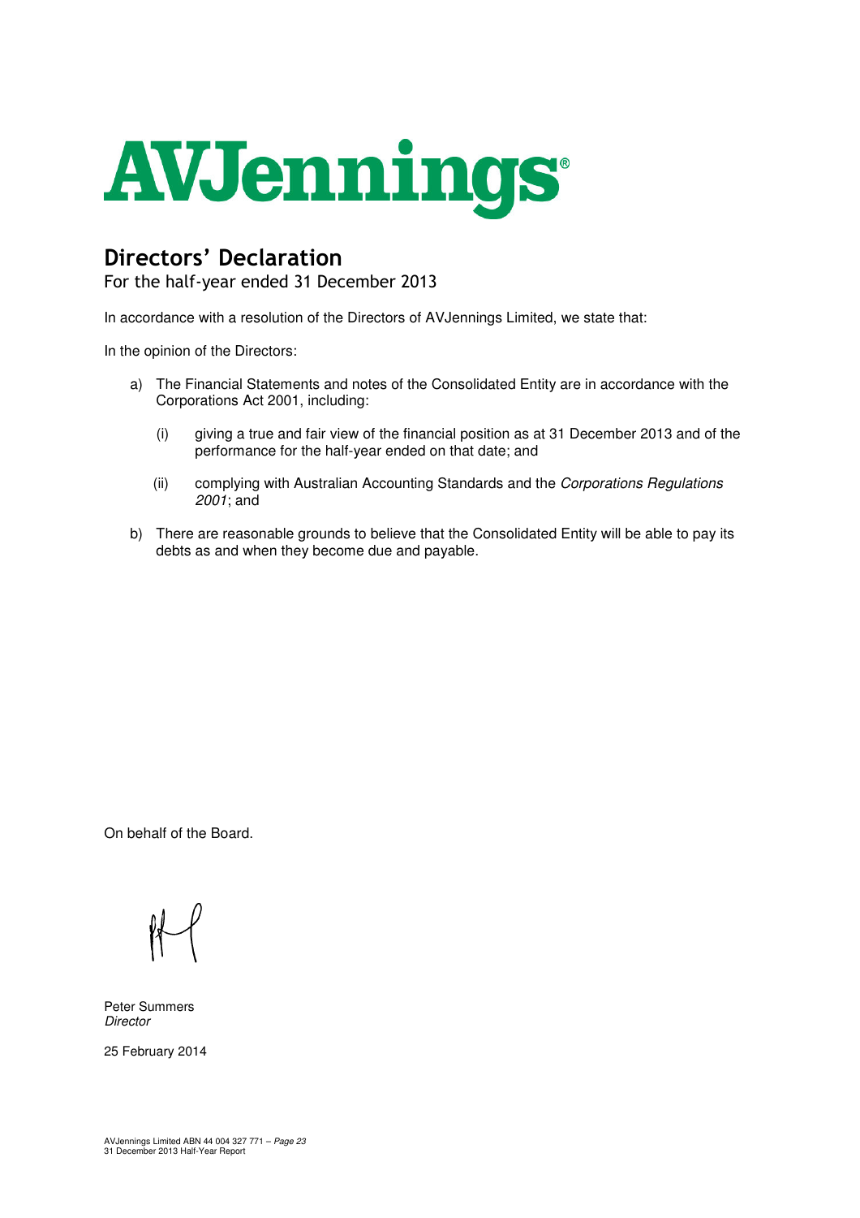# AVJennings®

## Directors' Declaration

For the half-year ended 31 December 2013

In accordance with a resolution of the Directors of AVJennings Limited, we state that:

In the opinion of the Directors:

a) The Financial Statements and notes of the Consolidated Entity are in accordance with the Corporations Act 2001, including:

   (i) giving a true and fair view of the financial position as at 31 December 2013 and of the performance for the half-year ended on that date; and

   (ii) complying with Australian Accounting Standards and the *Corporations Regulations 2001*; and

b) There are reasonable grounds to believe that the Consolidated Entity will be able to pay its debts as and when they become due and payable.

On behalf of the Board.

Peter Summers  
*Director*

25 February 2014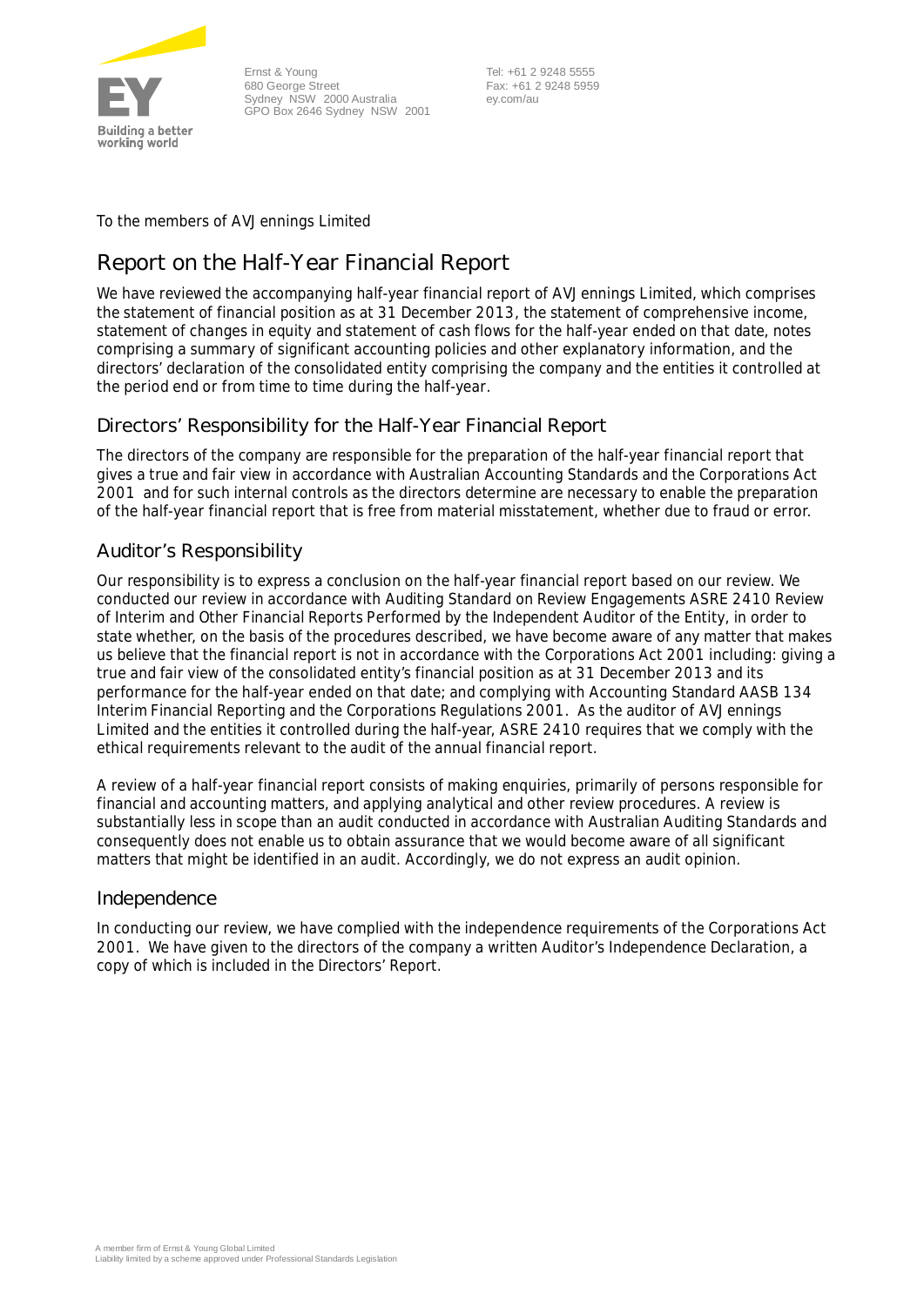Ernst & Young
680 George Street
Sydney NSW 2000 Australia
GPO Box 2646 Sydney NSW 2001

Tel: +61 2 9248 5555
Fax: +61 2 9248 5959
ey.com/au

To the members of AVJennings Limited

# Report on the Half-Year Financial Report

We have reviewed the accompanying half-year financial report of AVJennings Limited, which comprises the statement of financial position as at 31 December 2013, the statement of comprehensive income, statement of changes in equity and statement of cash flows for the half-year ended on that date, notes comprising a summary of significant accounting policies and other explanatory information, and the directors' declaration of the consolidated entity comprising the company and the entities it controlled at the period end or from time to time during the half-year.

## Directors' Responsibility for the Half-Year Financial Report

The directors of the company are responsible for the preparation of the half-year financial report that gives a true and fair view in accordance with Australian Accounting Standards and the *Corporations Act 2001* and for such internal controls as the directors determine are necessary to enable the preparation of the half-year financial report that is free from material misstatement, whether due to fraud or error.

## Auditor's Responsibility

Our responsibility is to express a conclusion on the half-year financial report based on our review. We conducted our review in accordance with Auditing Standard on Review Engagements ASRE 2410 *Review of Interim and Other Financial Reports Performed by the Independent Auditor of the Entity*, in order to state whether, on the basis of the procedures described, we have become aware of any matter that makes us believe that the financial report is not in accordance with the *Corporations Act 2001* including: giving a true and fair view of the consolidated entity's financial position as at 31 December 2013 and its performance for the half-year ended on that date; and complying with Accounting Standard AASB 134 *Interim Financial Reporting* and the *Corporations Regulations 2001*. As the auditor of AVJennings Limited and the entities it controlled during the half-year, ASRE 2410 requires that we comply with the ethical requirements relevant to the audit of the annual financial report.

A review of a half-year financial report consists of making enquiries, primarily of persons responsible for financial and accounting matters, and applying analytical and other review procedures. A review is substantially less in scope than an audit conducted in accordance with Australian Auditing Standards and consequently does not enable us to obtain assurance that we would become aware of all significant matters that might be identified in an audit. Accordingly, we do not express an audit opinion.

## Independence

In conducting our review, we have complied with the independence requirements of the *Corporations Act 2001*. We have given to the directors of the company a written Auditor's Independence Declaration, a copy of which is included in the Directors' Report.

A member firm of Ernst & Young Global Limited
Liability limited by a scheme approved under Professional Standards Legislation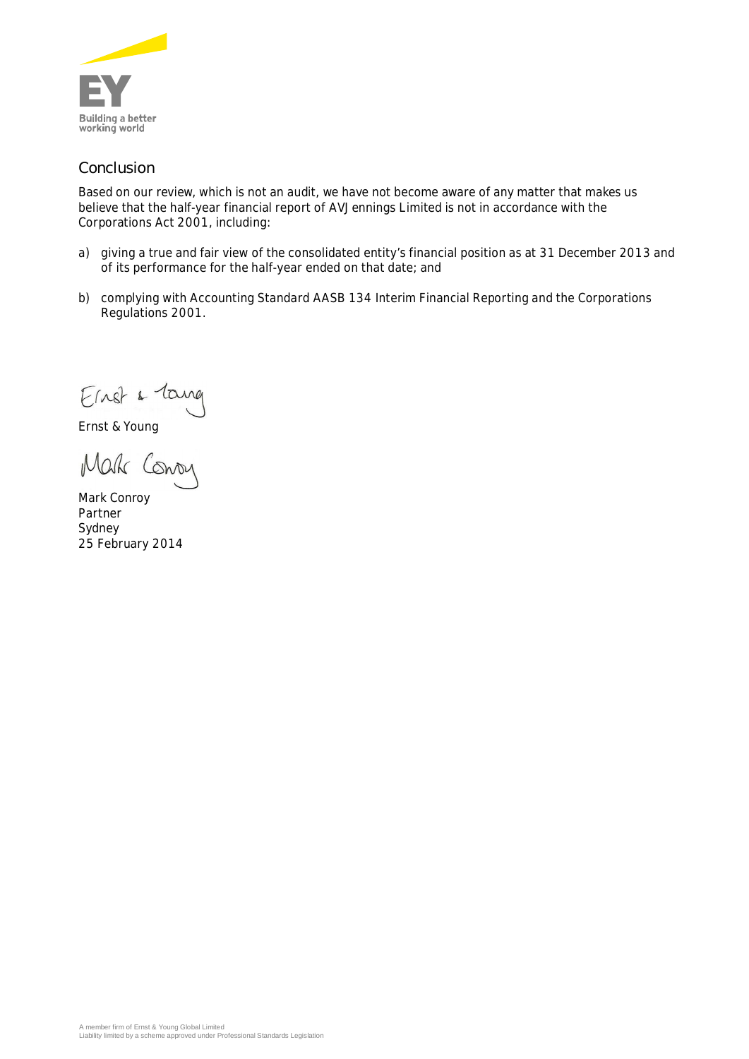## Conclusion

Based on our review, which is not an audit, we have not become aware of any matter that makes us believe that the half-year financial report of AVJennings Limited is not in accordance with the Corporations Act 2001, including:

a) giving a true and fair view of the consolidated entity's financial position as at 31 December 2013 and of its performance for the half-year ended on that date; and

b) complying with Accounting Standard AASB 134 Interim Financial Reporting and the Corporations Regulations 2001.

Ernst & Young

Mark Conroy  
Partner  
Sydney  
25 February 2014

A member firm of Ernst & Young Global Limited  
Liability limited by a scheme approved under Professional Standards Legislation